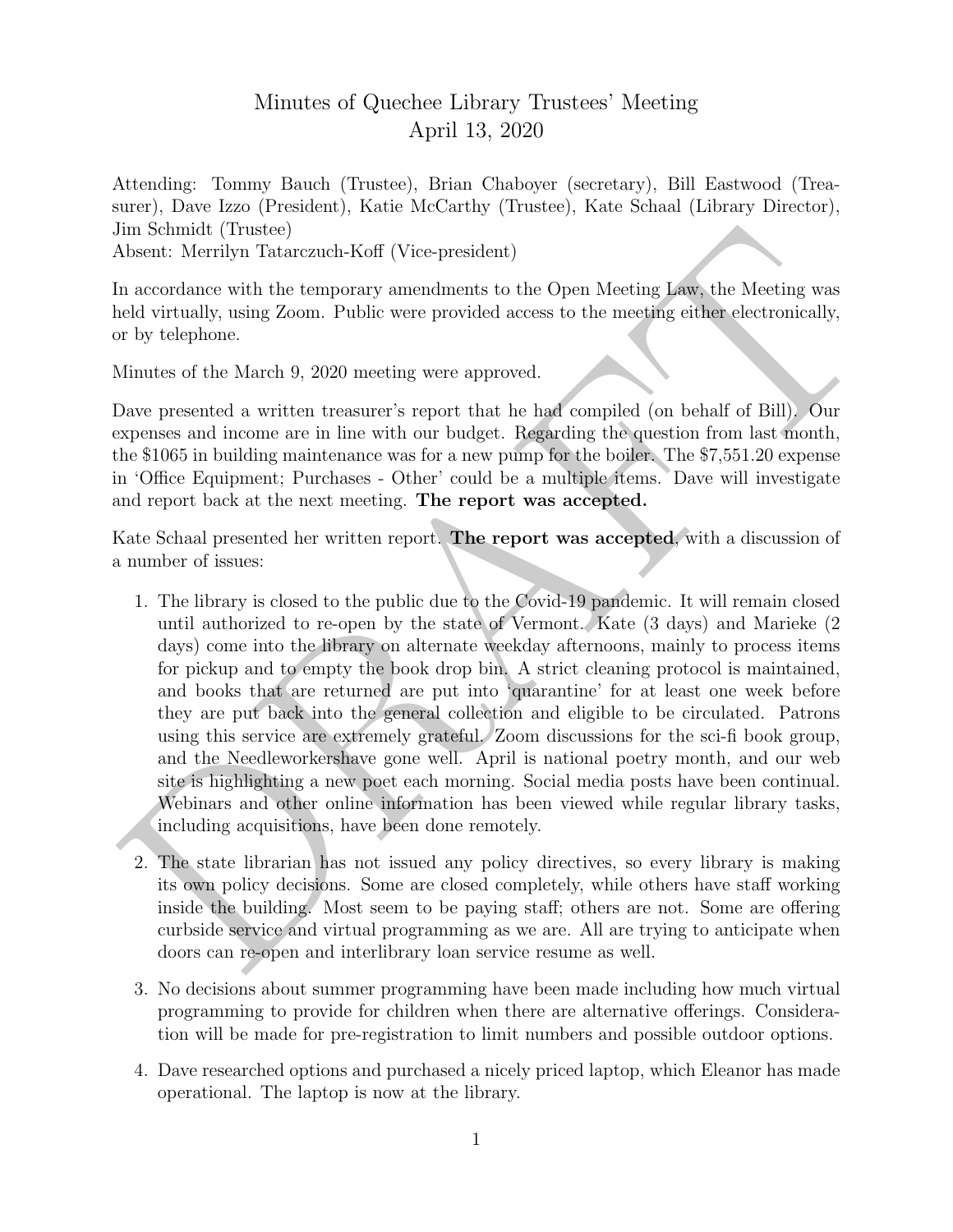# Minutes of Quechee Library Trustees' Meeting
# April 13, 2020

Attending: Tommy Bauch (Trustee), Brian Chaboyer (secretary), Bill Eastwood (Treasurer), Dave Izzo (President), Katie McCarthy (Trustee), Kate Schaal (Library Director), Jim Schmidt (Trustee)
Absent: Merrilyn Tatarczuch-Koff (Vice-president)

In accordance with the temporary amendments to the Open Meeting Law, the Meeting was held virtually, using Zoom. Public were provided access to the meeting either electronically, or by telephone.

Minutes of the March 9, 2020 meeting were approved.

Dave presented a written treasurer's report that he had compiled (on behalf of Bill). Our expenses and income are in line with our budget. Regarding the question from last month, the $1065 in building maintenance was for a new pump for the boiler. The $7,551.20 expense in 'Office Equipment; Purchases - Other' could be a multiple items. Dave will investigate and report back at the next meeting. **The report was accepted.**

Kate Schaal presented her written report. **The report was accepted**, with a discussion of a number of issues:

1. The library is closed to the public due to the Covid-19 pandemic. It will remain closed until authorized to re-open by the state of Vermont. Kate (3 days) and Marieke (2 days) come into the library on alternate weekday afternoons, mainly to process items for pickup and to empty the book drop bin. A strict cleaning protocol is maintained, and books that are returned are put into 'quarantine' for at least one week before they are put back into the general collection and eligible to be circulated. Patrons using this service are extremely grateful. Zoom discussions for the sci-fi book group, and the Needleworkershave gone well. April is national poetry month, and our web site is highlighting a new poet each morning. Social media posts have been continual. Webinars and other online information has been viewed while regular library tasks, including acquisitions, have been done remotely.

2. The state librarian has not issued any policy directives, so every library is making its own policy decisions. Some are closed completely, while others have staff working inside the building. Most seem to be paying staff; others are not. Some are offering curbside service and virtual programming as we are. All are trying to anticipate when doors can re-open and interlibrary loan service resume as well.

3. No decisions about summer programming have been made including how much virtual programming to provide for children when there are alternative offerings. Consideration will be made for pre-registration to limit numbers and possible outdoor options.

4. Dave researched options and purchased a nicely priced laptop, which Eleanor has made operational. The laptop is now at the library.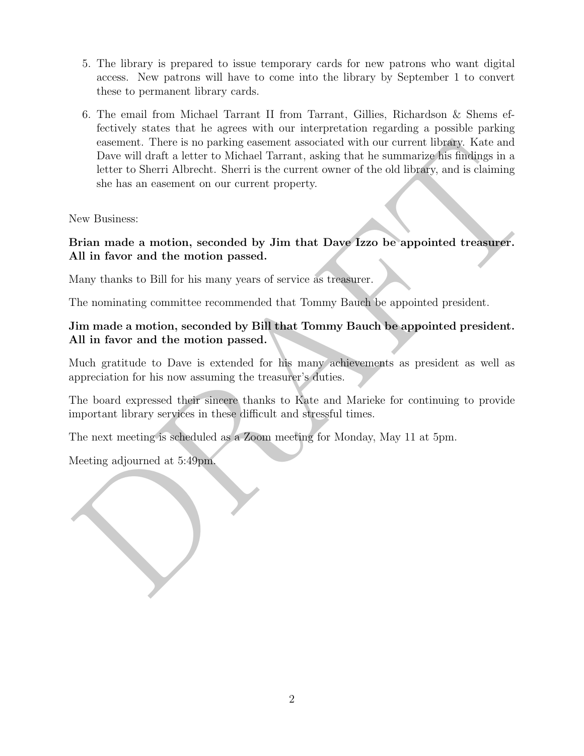5. The library is prepared to issue temporary cards for new patrons who want digital access. New patrons will have to come into the library by September 1 to convert these to permanent library cards.

6. The email from Michael Tarrant II from Tarrant, Gillies, Richardson & Shems effectively states that he agrees with our interpretation regarding a possible parking easement. There is no parking easement associated with our current library. Kate and Dave will draft a letter to Michael Tarrant, asking that he summarize his findings in a letter to Sherri Albrecht. Sherri is the current owner of the old library, and is claiming she has an easement on our current property.

New Business:

**Brian made a motion, seconded by Jim that Dave Izzo be appointed treasurer. All in favor and the motion passed.**

Many thanks to Bill for his many years of service as treasurer.

The nominating committee recommended that Tommy Bauch be appointed president.

**Jim made a motion, seconded by Bill that Tommy Bauch be appointed president. All in favor and the motion passed.**

Much gratitude to Dave is extended for his many achievements as president as well as appreciation for his now assuming the treasurer's duties.

The board expressed their sincere thanks to Kate and Marieke for continuing to provide important library services in these difficult and stressful times.

The next meeting is scheduled as a Zoom meeting for Monday, May 11 at 5pm.

Meeting adjourned at 5:49pm.